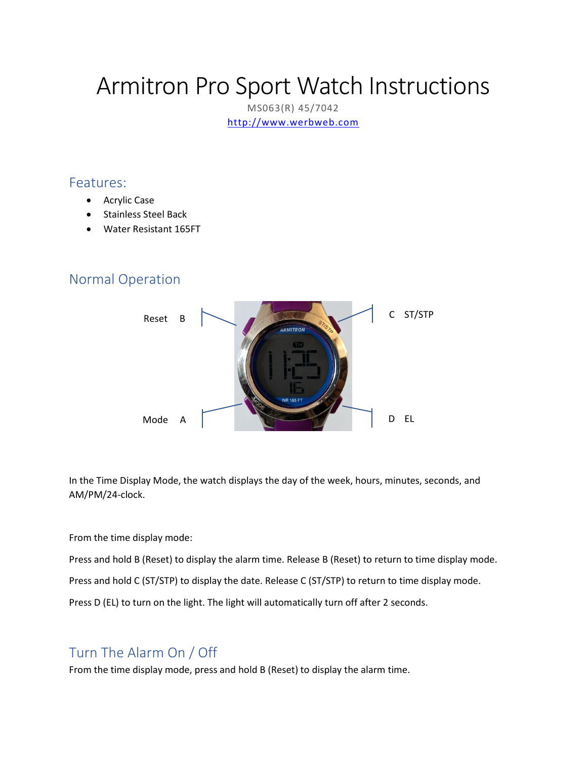# Armitron Pro Sport Watch Instructions

MS063(R) 45/7042

http://www.werbweb.com

## Features:

- Acrylic Case
- Stainless Steel Back
- Water Resistant 165FT

## Normal Operation

Reset B

C ST/STP

Mode A

D EL

In the Time Display Mode, the watch displays the day of the week, hours, minutes, seconds, and AM/PM/24-clock.

From the time display mode:

Press and hold B (Reset) to display the alarm time. Release B (Reset) to return to time display mode.

Press and hold C (ST/STP) to display the date. Release C (ST/STP) to return to time display mode.

Press D (EL) to turn on the light. The light will automatically turn off after 2 seconds.

## Turn The Alarm On / Off

From the time display mode, press and hold B (Reset) to display the alarm time.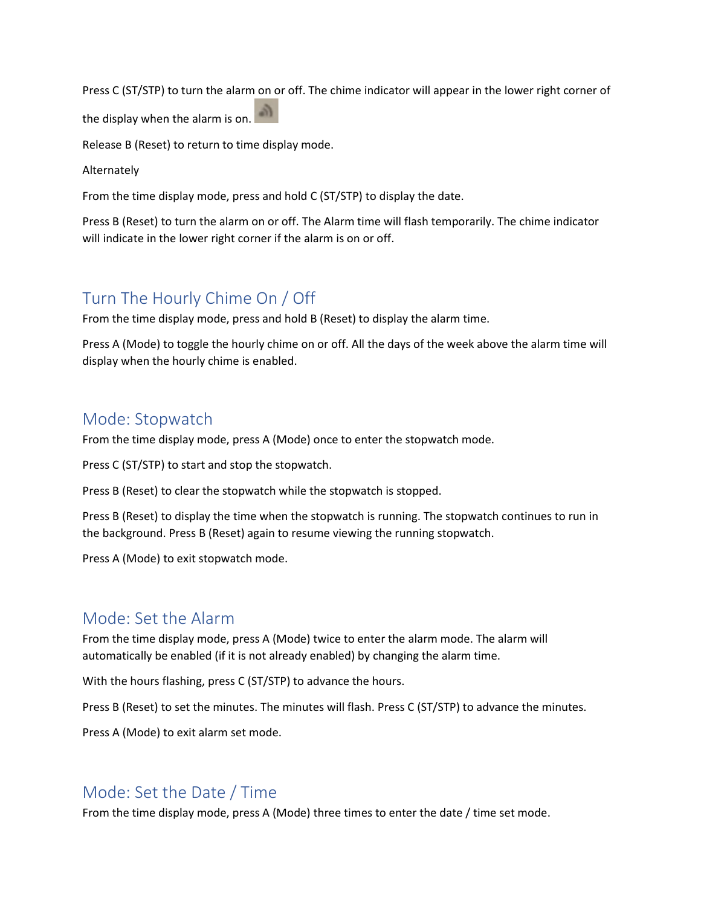Press C (ST/STP) to turn the alarm on or off. The chime indicator will appear in the lower right corner of the display when the alarm is on.

Release B (Reset) to return to time display mode.

Alternately

From the time display mode, press and hold C (ST/STP) to display the date.

Press B (Reset) to turn the alarm on or off. The Alarm time will flash temporarily. The chime indicator will indicate in the lower right corner if the alarm is on or off.

## Turn The Hourly Chime On / Off

From the time display mode, press and hold B (Reset) to display the alarm time.

Press A (Mode) to toggle the hourly chime on or off. All the days of the week above the alarm time will display when the hourly chime is enabled.

## Mode: Stopwatch

From the time display mode, press A (Mode) once to enter the stopwatch mode.

Press C (ST/STP) to start and stop the stopwatch.

Press B (Reset) to clear the stopwatch while the stopwatch is stopped.

Press B (Reset) to display the time when the stopwatch is running. The stopwatch continues to run in the background. Press B (Reset) again to resume viewing the running stopwatch.

Press A (Mode) to exit stopwatch mode.

## Mode: Set the Alarm

From the time display mode, press A (Mode) twice to enter the alarm mode. The alarm will automatically be enabled (if it is not already enabled) by changing the alarm time.

With the hours flashing, press C (ST/STP) to advance the hours.

Press B (Reset) to set the minutes. The minutes will flash. Press C (ST/STP) to advance the minutes.

Press A (Mode) to exit alarm set mode.

## Mode: Set the Date / Time

From the time display mode, press A (Mode) three times to enter the date / time set mode.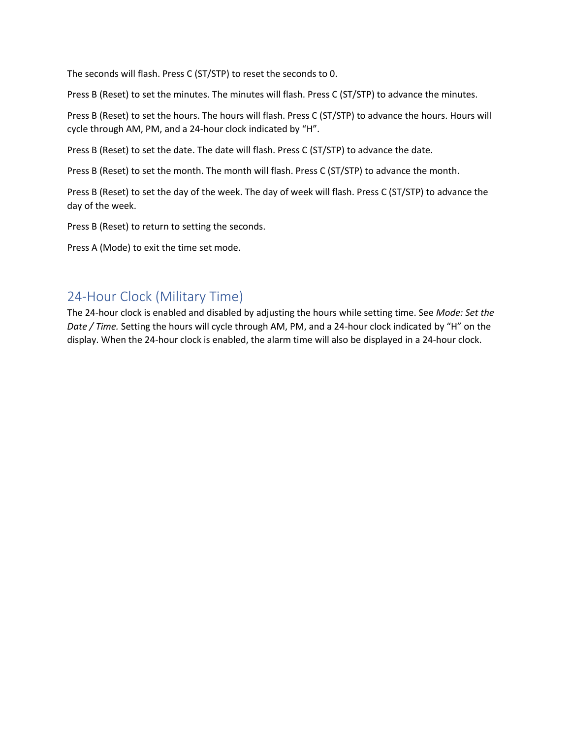The seconds will flash. Press C (ST/STP) to reset the seconds to 0.

Press B (Reset) to set the minutes. The minutes will flash. Press C (ST/STP) to advance the minutes.

Press B (Reset) to set the hours. The hours will flash. Press C (ST/STP) to advance the hours. Hours will cycle through AM, PM, and a 24-hour clock indicated by "H".

Press B (Reset) to set the date. The date will flash. Press C (ST/STP) to advance the date.

Press B (Reset) to set the month. The month will flash. Press C (ST/STP) to advance the month.

Press B (Reset) to set the day of the week. The day of week will flash. Press C (ST/STP) to advance the day of the week.

Press B (Reset) to return to setting the seconds.

Press A (Mode) to exit the time set mode.

## 24-Hour Clock (Military Time)

The 24-hour clock is enabled and disabled by adjusting the hours while setting time. See *Mode: Set the Date / Time.* Setting the hours will cycle through AM, PM, and a 24-hour clock indicated by "H" on the display. When the 24-hour clock is enabled, the alarm time will also be displayed in a 24-hour clock.